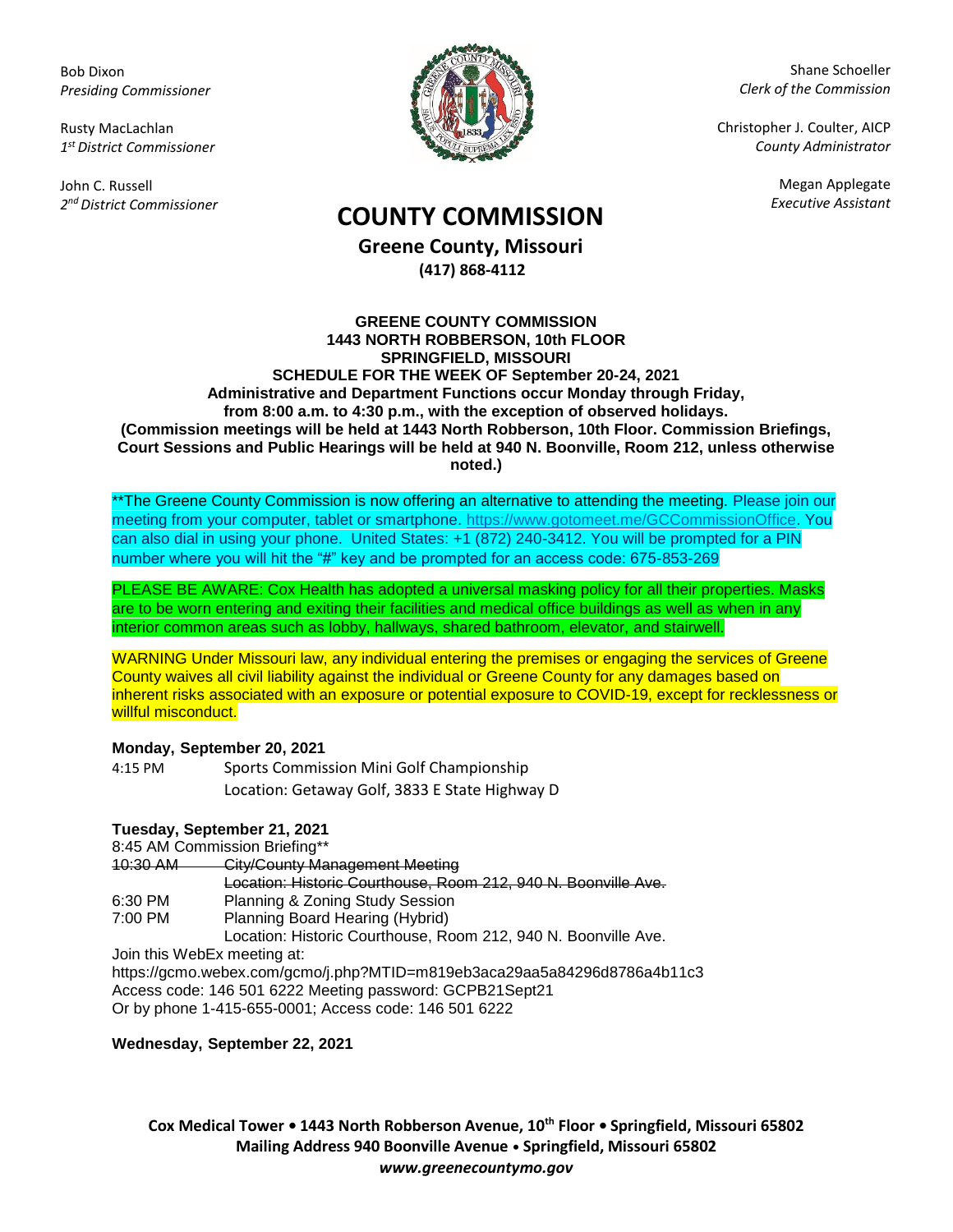Bob Dixon
*Presiding Commissioner*

Rusty MacLachlan
*1st District Commissioner*

John C. Russell
*2nd District Commissioner*

Shane Schoeller
*Clerk of the Commission*

Christopher J. Coulter, AICP
*County Administrator*

Megan Applegate
*Executive Assistant*

# COUNTY COMMISSION

**Greene County, Missouri**
**(417) 868-4112**

**GREENE COUNTY COMMISSION**
**1443 NORTH ROBBERSON, 10th FLOOR**
**SPRINGFIELD, MISSOURI**
**SCHEDULE FOR THE WEEK OF September 20-24, 2021**
**Administrative and Department Functions occur Monday through Friday, from 8:00 a.m. to 4:30 p.m., with the exception of observed holidays.**
**(Commission meetings will be held at 1443 North Robberson, 10th Floor. Commission Briefings, Court Sessions and Public Hearings will be held at 940 N. Boonville, Room 212, unless otherwise noted.)**

**The Greene County Commission is now offering an alternative to attending the meeting. Please join our meeting from your computer, tablet or smartphone. https://www.gotomeet.me/GCCommissionOffice. You can also dial in using your phone. United States: +1 (872) 240-3412. You will be prompted for a PIN number where you will hit the "#" key and be prompted for an access code: 675-853-269

PLEASE BE AWARE: Cox Health has adopted a universal masking policy for all their properties. Masks are to be worn entering and exiting their facilities and medical office buildings as well as when in any interior common areas such as lobby, hallways, shared bathroom, elevator, and stairwell.

WARNING Under Missouri law, any individual entering the premises or engaging the services of Greene County waives all civil liability against the individual or Greene County for any damages based on inherent risks associated with an exposure or potential exposure to COVID-19, except for recklessness or willful misconduct.

**Monday, September 20, 2021**

4:15 PM Sports Commission Mini Golf Championship
Location: Getaway Golf, 3833 E State Highway D

**Tuesday, September 21, 2021**

8:45 AM Commission Briefing**
~~10:30 AM City/County Management Meeting~~
~~Location: Historic Courthouse, Room 212, 940 N. Boonville Ave.~~
6:30 PM Planning & Zoning Study Session
7:00 PM Planning Board Hearing (Hybrid)
Location: Historic Courthouse, Room 212, 940 N. Boonville Ave.

Join this WebEx meeting at:
https://gcmo.webex.com/gcmo/j.php?MTID=m819eb3aca29aa5a84296d8786a4b11c3
Access code: 146 501 6222 Meeting password: GCPB21Sept21
Or by phone 1-415-655-0001; Access code: 146 501 6222

**Wednesday, September 22, 2021**

**Cox Medical Tower • 1443 North Robberson Avenue, 10th Floor • Springfield, Missouri 65802**
**Mailing Address 940 Boonville Avenue • Springfield, Missouri 65802**
***www.greenecountymo.gov***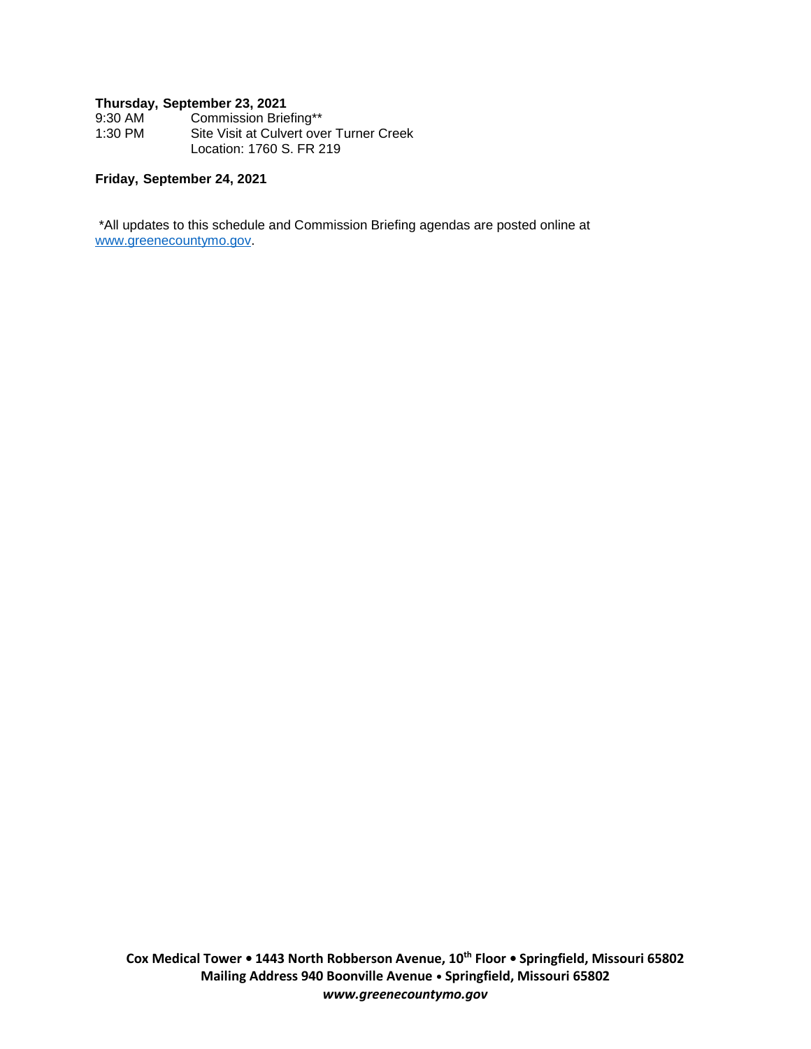**Thursday, September 23, 2021**

9:30 AM Commission Briefing**

1:30 PM Site Visit at Culvert over Turner Creek
Location: 1760 S. FR 219

**Friday, September 24, 2021**

*All updates to this schedule and Commission Briefing agendas are posted online at www.greenecountymo.gov.